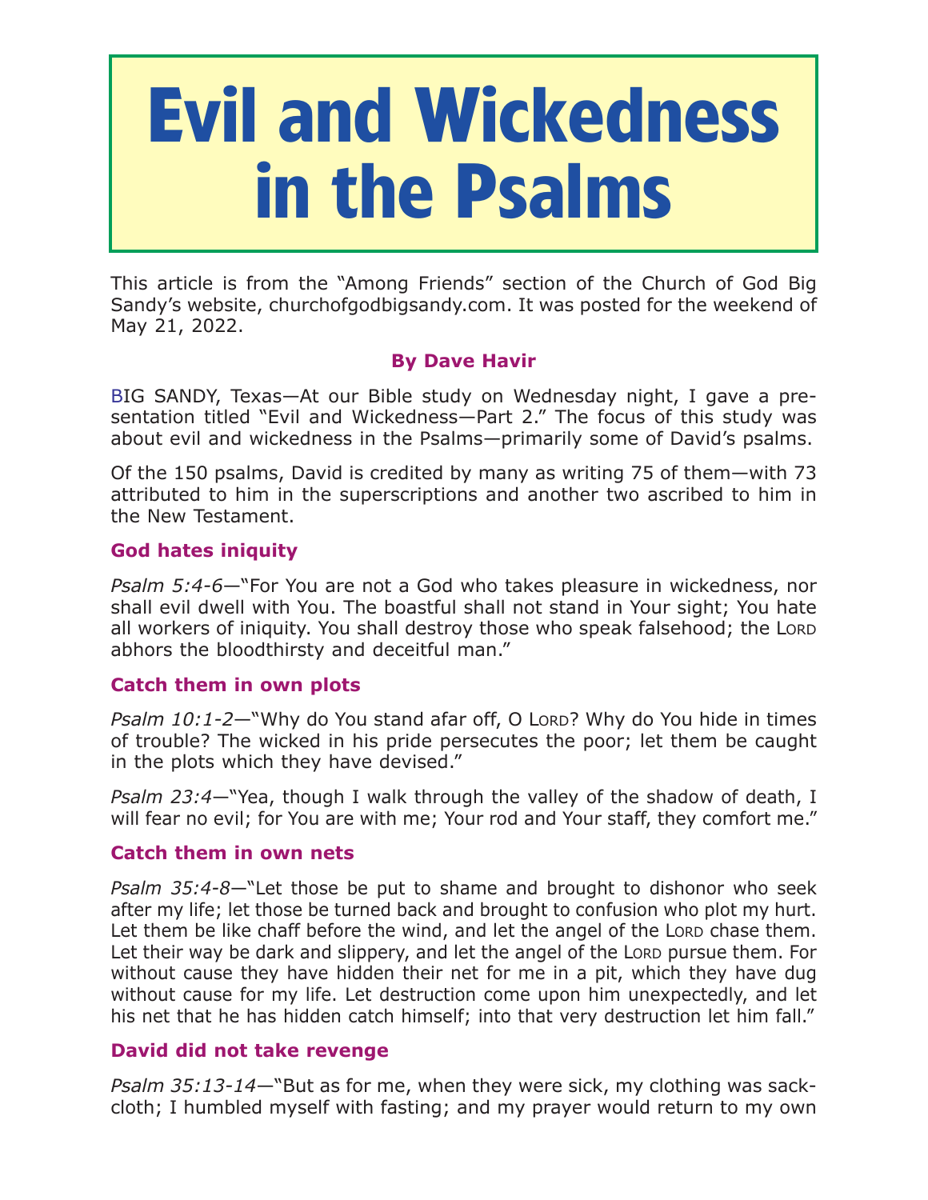# Evil and Wickedness in the Psalms

This article is from the "Among Friends" section of the Church of God Big Sandy's website, churchofgodbigsandy.com. It was posted for the weekend of May 21, 2022.

**By Dave Havir**

BIG SANDY, Texas—At our Bible study on Wednesday night, I gave a presentation titled "Evil and Wickedness—Part 2." The focus of this study was about evil and wickedness in the Psalms—primarily some of David's psalms.

Of the 150 psalms, David is credited by many as writing 75 of them—with 73 attributed to him in the superscriptions and another two ascribed to him in the New Testament.

### God hates iniquity

*Psalm 5:4-6*—"For You are not a God who takes pleasure in wickedness, nor shall evil dwell with You. The boastful shall not stand in Your sight; You hate all workers of iniquity. You shall destroy those who speak falsehood; the LORD abhors the bloodthirsty and deceitful man."

### Catch them in own plots

*Psalm 10:1-2*—"Why do You stand afar off, O LORD? Why do You hide in times of trouble? The wicked in his pride persecutes the poor; let them be caught in the plots which they have devised."

*Psalm 23:4*—"Yea, though I walk through the valley of the shadow of death, I will fear no evil; for You are with me; Your rod and Your staff, they comfort me."

### Catch them in own nets

*Psalm 35:4-8*—"Let those be put to shame and brought to dishonor who seek after my life; let those be turned back and brought to confusion who plot my hurt. Let them be like chaff before the wind, and let the angel of the LORD chase them. Let their way be dark and slippery, and let the angel of the LORD pursue them. For without cause they have hidden their net for me in a pit, which they have dug without cause for my life. Let destruction come upon him unexpectedly, and let his net that he has hidden catch himself; into that very destruction let him fall."

### David did not take revenge

*Psalm 35:13-14*—"But as for me, when they were sick, my clothing was sackcloth; I humbled myself with fasting; and my prayer would return to my own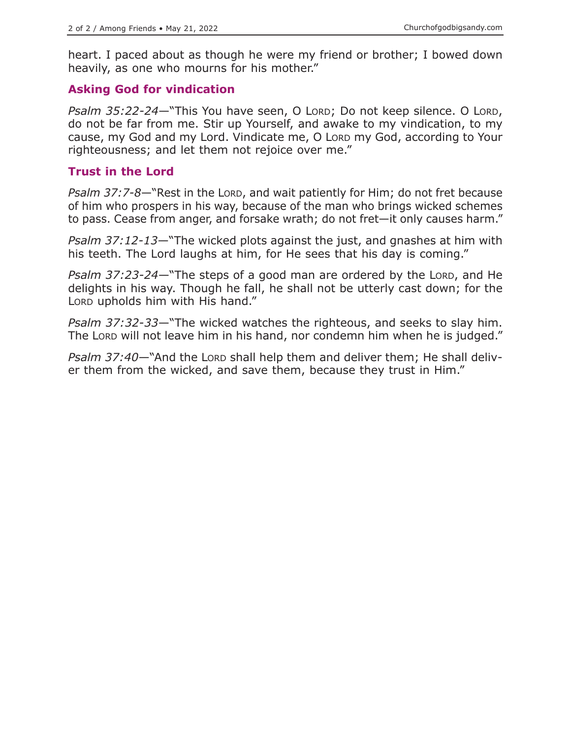heart. I paced about as though he were my friend or brother; I bowed down heavily, as one who mourns for his mother."

### Asking God for vindication

*Psalm 35:22-24*—"This You have seen, O Lord; Do not keep silence. O Lord, do not be far from me. Stir up Yourself, and awake to my vindication, to my cause, my God and my Lord. Vindicate me, O Lord my God, according to Your righteousness; and let them not rejoice over me."

### Trust in the Lord

*Psalm 37:7-8*—"Rest in the Lord, and wait patiently for Him; do not fret because of him who prospers in his way, because of the man who brings wicked schemes to pass. Cease from anger, and forsake wrath; do not fret—it only causes harm."

*Psalm 37:12-13*—"The wicked plots against the just, and gnashes at him with his teeth. The Lord laughs at him, for He sees that his day is coming."

*Psalm 37:23-24*—"The steps of a good man are ordered by the Lord, and He delights in his way. Though he fall, he shall not be utterly cast down; for the Lord upholds him with His hand."

*Psalm 37:32-33*—"The wicked watches the righteous, and seeks to slay him. The Lord will not leave him in his hand, nor condemn him when he is judged."

*Psalm 37:40*—"And the Lord shall help them and deliver them; He shall deliver them from the wicked, and save them, because they trust in Him."